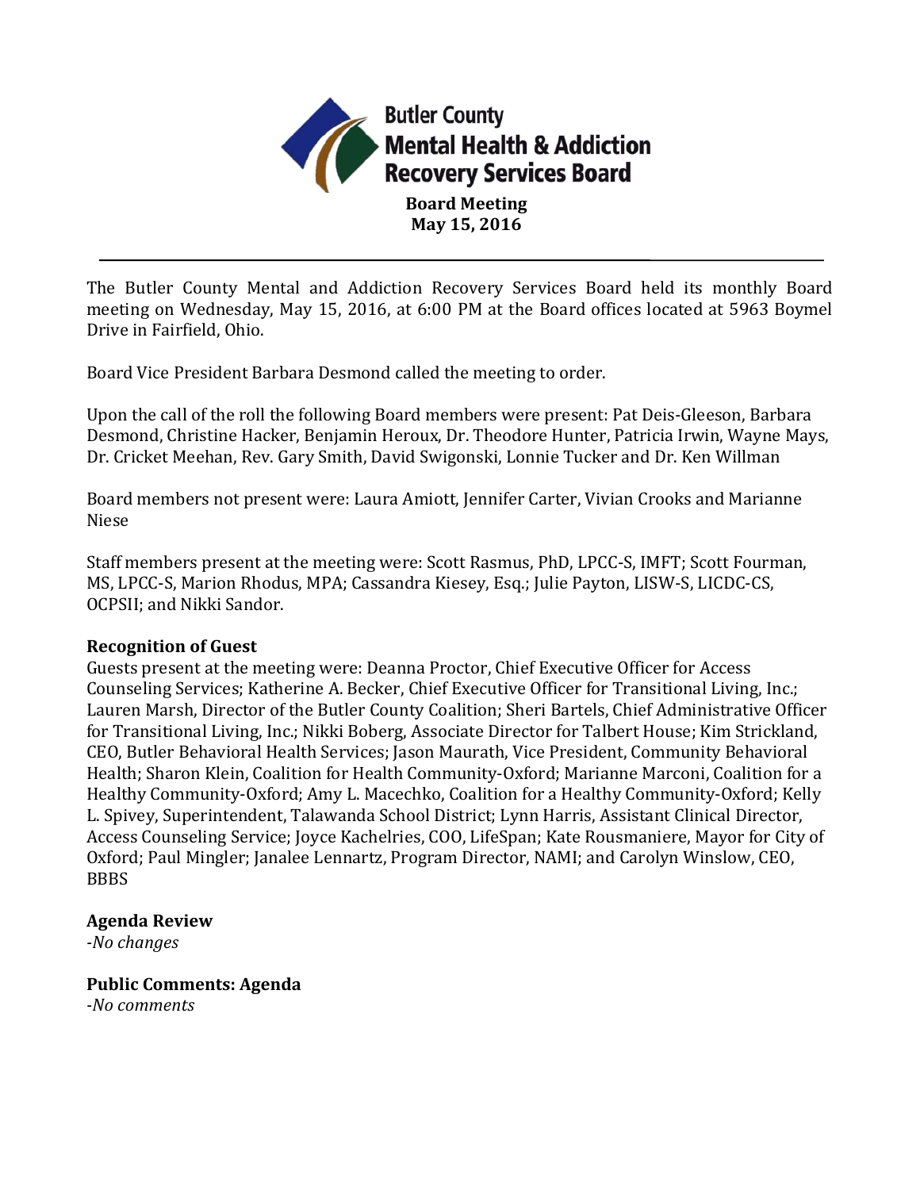# Butler County Mental Health & Addiction Recovery Services Board

**Board Meeting**
**May 15, 2016**

---

The Butler County Mental and Addiction Recovery Services Board held its monthly Board meeting on Wednesday, May 15, 2016, at 6:00 PM at the Board offices located at 5963 Boymel Drive in Fairfield, Ohio.

Board Vice President Barbara Desmond called the meeting to order.

Upon the call of the roll the following Board members were present: Pat Deis-Gleeson, Barbara Desmond, Christine Hacker, Benjamin Heroux, Dr. Theodore Hunter, Patricia Irwin, Wayne Mays, Dr. Cricket Meehan, Rev. Gary Smith, David Swigonski, Lonnie Tucker and Dr. Ken Willman

Board members not present were: Laura Amiott, Jennifer Carter, Vivian Crooks and Marianne Niese

Staff members present at the meeting were: Scott Rasmus, PhD, LPCC-S, IMFT; Scott Fourman, MS, LPCC-S, Marion Rhodus, MPA; Cassandra Kiesey, Esq.; Julie Payton, LISW-S, LICDC-CS, OCPSII; and Nikki Sandor.

**Recognition of Guest**
Guests present at the meeting were: Deanna Proctor, Chief Executive Officer for Access Counseling Services; Katherine A. Becker, Chief Executive Officer for Transitional Living, Inc.; Lauren Marsh, Director of the Butler County Coalition; Sheri Bartels, Chief Administrative Officer for Transitional Living, Inc.; Nikki Boberg, Associate Director for Talbert House; Kim Strickland, CEO, Butler Behavioral Health Services; Jason Maurath, Vice President, Community Behavioral Health; Sharon Klein, Coalition for Health Community-Oxford; Marianne Marconi, Coalition for a Healthy Community-Oxford; Amy L. Macechko, Coalition for a Healthy Community-Oxford; Kelly L. Spivey, Superintendent, Talawanda School District; Lynn Harris, Assistant Clinical Director, Access Counseling Service; Joyce Kachelries, COO, LifeSpan; Kate Rousmaniere, Mayor for City of Oxford; Paul Mingler; Janalee Lennartz, Program Director, NAMI; and Carolyn Winslow, CEO, BBBS

**Agenda Review**
*-No changes*

**Public Comments: Agenda**
*-No comments*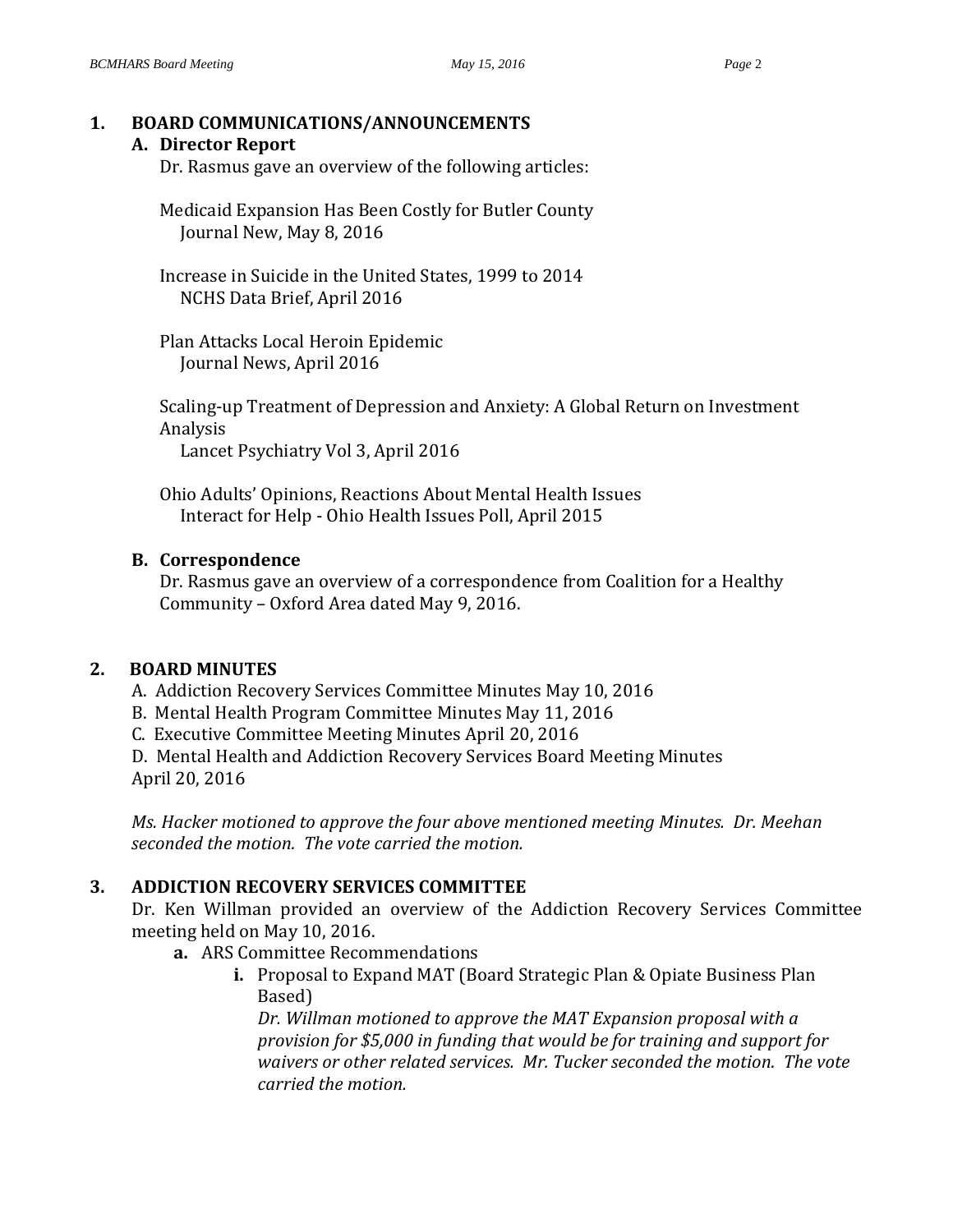## 1. BOARD COMMUNICATIONS/ANNOUNCEMENTS

### A. Director Report

Dr. Rasmus gave an overview of the following articles:

Medicaid Expansion Has Been Costly for Butler County
Journal New, May 8, 2016

Increase in Suicide in the United States, 1999 to 2014
NCHS Data Brief, April 2016

Plan Attacks Local Heroin Epidemic
Journal News, April 2016

Scaling-up Treatment of Depression and Anxiety: A Global Return on Investment Analysis
Lancet Psychiatry Vol 3, April 2016

Ohio Adults' Opinions, Reactions About Mental Health Issues
Interact for Help - Ohio Health Issues Poll, April 2015

### B. Correspondence

Dr. Rasmus gave an overview of a correspondence from Coalition for a Healthy Community – Oxford Area dated May 9, 2016.

## 2. BOARD MINUTES

A. Addiction Recovery Services Committee Minutes May 10, 2016
B. Mental Health Program Committee Minutes May 11, 2016
C. Executive Committee Meeting Minutes April 20, 2016
D. Mental Health and Addiction Recovery Services Board Meeting Minutes April 20, 2016

*Ms. Hacker motioned to approve the four above mentioned meeting Minutes. Dr. Meehan seconded the motion. The vote carried the motion.*

## 3. ADDICTION RECOVERY SERVICES COMMITTEE

Dr. Ken Willman provided an overview of the Addiction Recovery Services Committee meeting held on May 10, 2016.

- **a.** ARS Committee Recommendations
  - **i.** Proposal to Expand MAT (Board Strategic Plan & Opiate Business Plan Based)
    *Dr. Willman motioned to approve the MAT Expansion proposal with a provision for $5,000 in funding that would be for training and support for waivers or other related services. Mr. Tucker seconded the motion. The vote carried the motion.*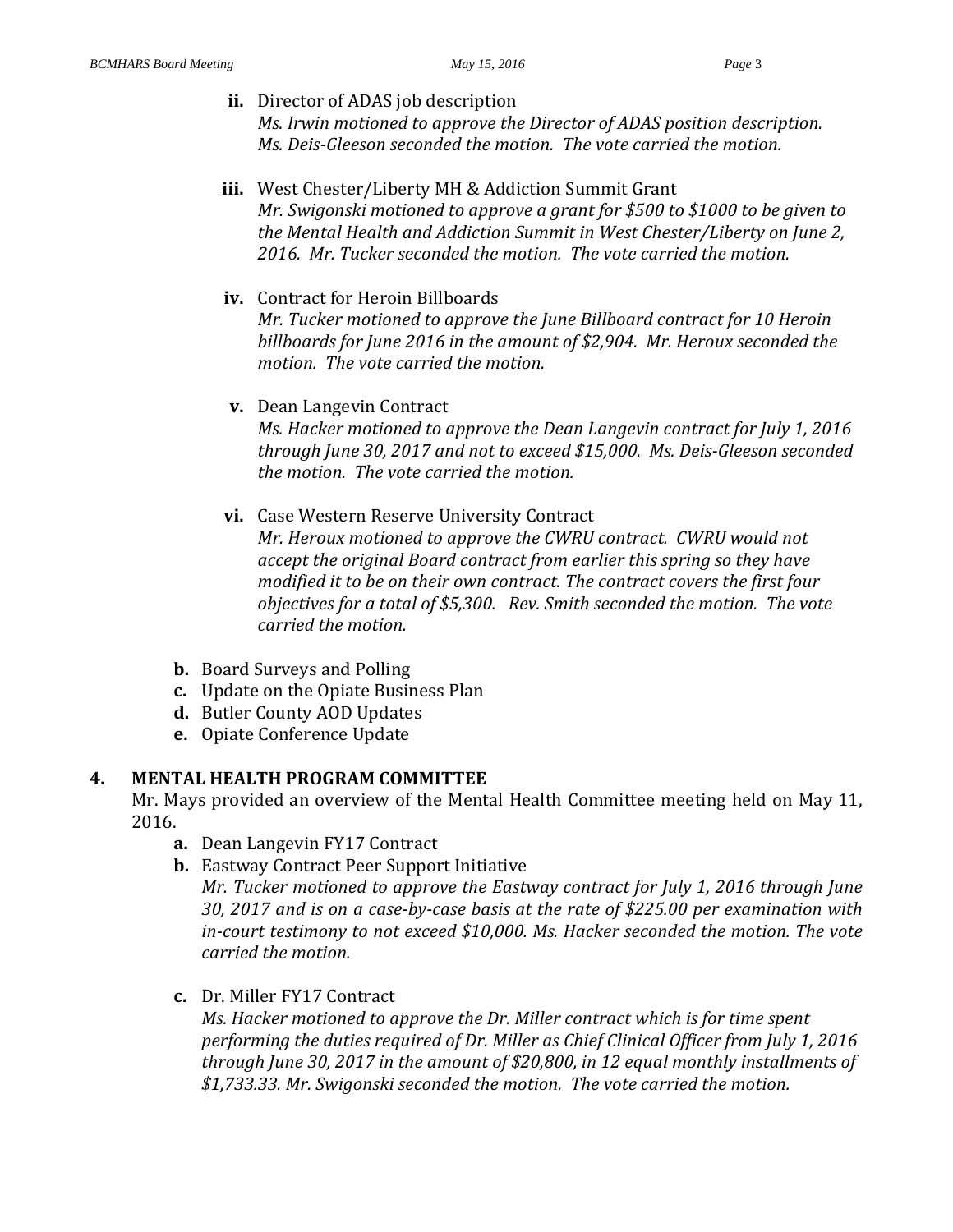ii. Director of ADAS job description
   *Ms. Irwin motioned to approve the Director of ADAS position description. Ms. Deis-Gleeson seconded the motion. The vote carried the motion.*

iii. West Chester/Liberty MH & Addiction Summit Grant
   *Mr. Swigonski motioned to approve a grant for $500 to $1000 to be given to the Mental Health and Addiction Summit in West Chester/Liberty on June 2, 2016. Mr. Tucker seconded the motion. The vote carried the motion.*

iv. Contract for Heroin Billboards
   *Mr. Tucker motioned to approve the June Billboard contract for 10 Heroin billboards for June 2016 in the amount of $2,904. Mr. Heroux seconded the motion. The vote carried the motion.*

v. Dean Langevin Contract
   *Ms. Hacker motioned to approve the Dean Langevin contract for July 1, 2016 through June 30, 2017 and not to exceed $15,000. Ms. Deis-Gleeson seconded the motion. The vote carried the motion.*

vi. Case Western Reserve University Contract
   *Mr. Heroux motioned to approve the CWRU contract. CWRU would not accept the original Board contract from earlier this spring so they have modified it to be on their own contract. The contract covers the first four objectives for a total of $5,300. Rev. Smith seconded the motion. The vote carried the motion.*

**b.** Board Surveys and Polling

**c.** Update on the Opiate Business Plan

**d.** Butler County AOD Updates

**e.** Opiate Conference Update

## 4. MENTAL HEALTH PROGRAM COMMITTEE

Mr. Mays provided an overview of the Mental Health Committee meeting held on May 11, 2016.

**a.** Dean Langevin FY17 Contract

**b.** Eastway Contract Peer Support Initiative
   *Mr. Tucker motioned to approve the Eastway contract for July 1, 2016 through June 30, 2017 and is on a case-by-case basis at the rate of $225.00 per examination with in-court testimony to not exceed $10,000. Ms. Hacker seconded the motion. The vote carried the motion.*

**c.** Dr. Miller FY17 Contract
   *Ms. Hacker motioned to approve the Dr. Miller contract which is for time spent performing the duties required of Dr. Miller as Chief Clinical Officer from July 1, 2016 through June 30, 2017 in the amount of $20,800, in 12 equal monthly installments of $1,733.33. Mr. Swigonski seconded the motion. The vote carried the motion.*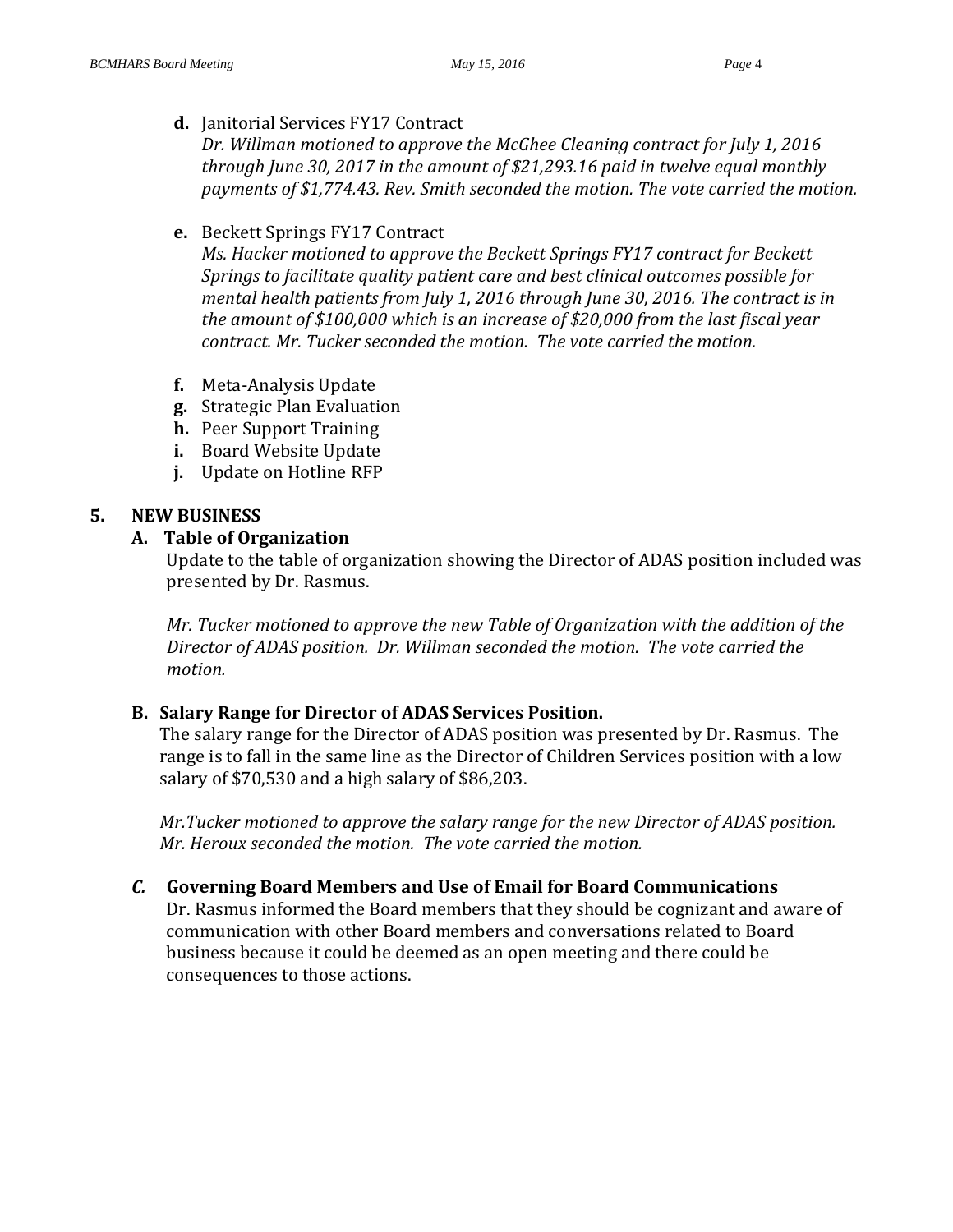**d.** Janitorial Services FY17 Contract

*Dr. Willman motioned to approve the McGhee Cleaning contract for July 1, 2016 through June 30, 2017 in the amount of $21,293.16 paid in twelve equal monthly payments of $1,774.43. Rev. Smith seconded the motion. The vote carried the motion.*

**e.** Beckett Springs FY17 Contract

*Ms. Hacker motioned to approve the Beckett Springs FY17 contract for Beckett Springs to facilitate quality patient care and best clinical outcomes possible for mental health patients from July 1, 2016 through June 30, 2016. The contract is in the amount of $100,000 which is an increase of $20,000 from the last fiscal year contract. Mr. Tucker seconded the motion. The vote carried the motion.*

**f.** Meta-Analysis Update
**g.** Strategic Plan Evaluation
**h.** Peer Support Training
**i.** Board Website Update
**j.** Update on Hotline RFP

## 5. NEW BUSINESS

### A. Table of Organization

Update to the table of organization showing the Director of ADAS position included was presented by Dr. Rasmus.

*Mr. Tucker motioned to approve the new Table of Organization with the addition of the Director of ADAS position. Dr. Willman seconded the motion. The vote carried the motion.*

### B. Salary Range for Director of ADAS Services Position.

The salary range for the Director of ADAS position was presented by Dr. Rasmus. The range is to fall in the same line as the Director of Children Services position with a low salary of $70,530 and a high salary of $86,203.

*Mr.Tucker motioned to approve the salary range for the new Director of ADAS position. Mr. Heroux seconded the motion. The vote carried the motion.*

### *C.* Governing Board Members and Use of Email for Board Communications

Dr. Rasmus informed the Board members that they should be cognizant and aware of communication with other Board members and conversations related to Board business because it could be deemed as an open meeting and there could be consequences to those actions.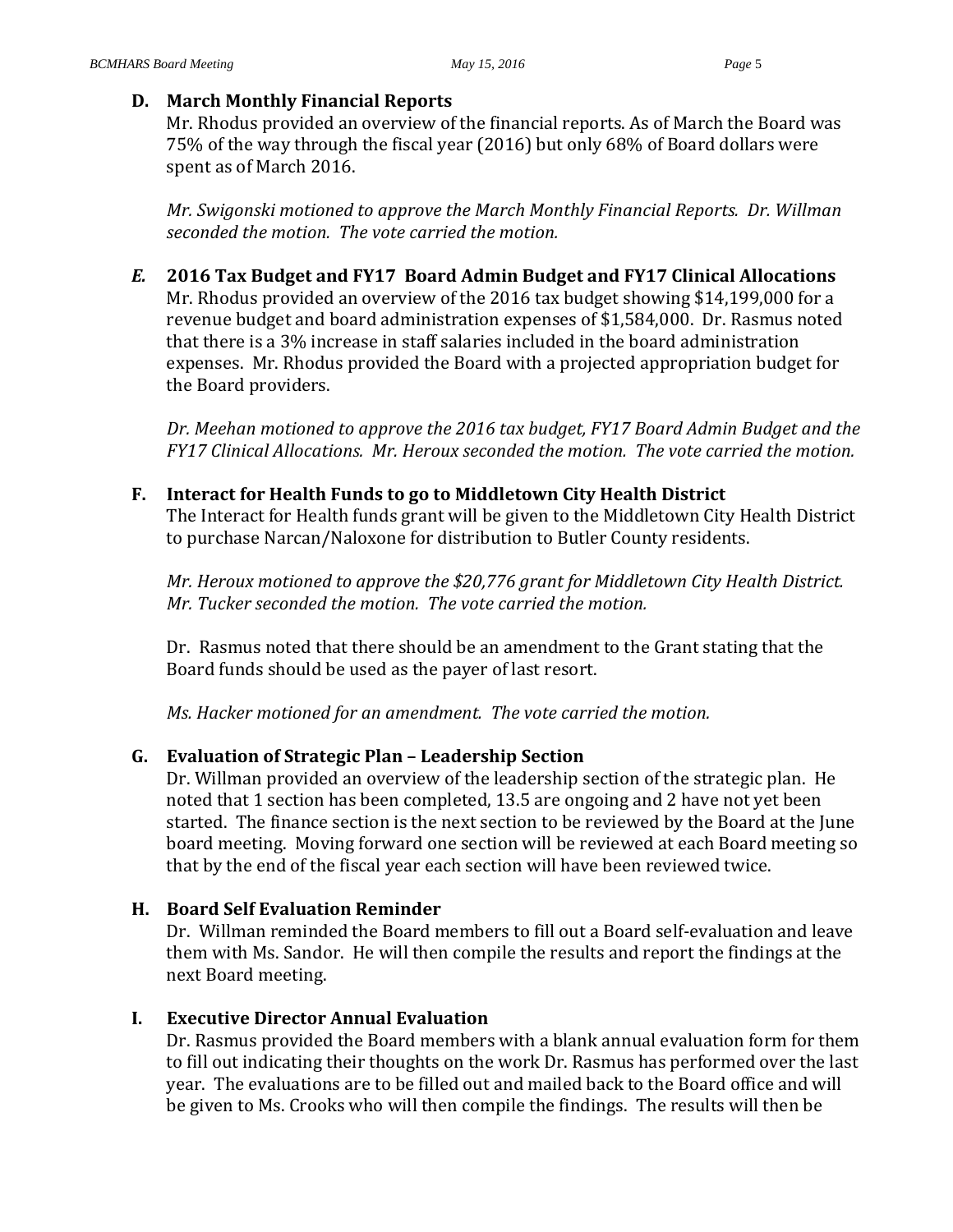**D. March Monthly Financial Reports**

Mr. Rhodus provided an overview of the financial reports. As of March the Board was 75% of the way through the fiscal year (2016) but only 68% of Board dollars were spent as of March 2016.

*Mr. Swigonski motioned to approve the March Monthly Financial Reports. Dr. Willman seconded the motion. The vote carried the motion.*

***E.* 2016 Tax Budget and FY17 Board Admin Budget and FY17 Clinical Allocations**

Mr. Rhodus provided an overview of the 2016 tax budget showing $14,199,000 for a revenue budget and board administration expenses of $1,584,000. Dr. Rasmus noted that there is a 3% increase in staff salaries included in the board administration expenses. Mr. Rhodus provided the Board with a projected appropriation budget for the Board providers.

*Dr. Meehan motioned to approve the 2016 tax budget, FY17 Board Admin Budget and the FY17 Clinical Allocations. Mr. Heroux seconded the motion. The vote carried the motion.*

**F. Interact for Health Funds to go to Middletown City Health District**

The Interact for Health funds grant will be given to the Middletown City Health District to purchase Narcan/Naloxone for distribution to Butler County residents.

*Mr. Heroux motioned to approve the $20,776 grant for Middletown City Health District. Mr. Tucker seconded the motion. The vote carried the motion.*

Dr. Rasmus noted that there should be an amendment to the Grant stating that the Board funds should be used as the payer of last resort.

*Ms. Hacker motioned for an amendment. The vote carried the motion.*

**G. Evaluation of Strategic Plan – Leadership Section**

Dr. Willman provided an overview of the leadership section of the strategic plan. He noted that 1 section has been completed, 13.5 are ongoing and 2 have not yet been started. The finance section is the next section to be reviewed by the Board at the June board meeting. Moving forward one section will be reviewed at each Board meeting so that by the end of the fiscal year each section will have been reviewed twice.

**H. Board Self Evaluation Reminder**

Dr. Willman reminded the Board members to fill out a Board self-evaluation and leave them with Ms. Sandor. He will then compile the results and report the findings at the next Board meeting.

**I. Executive Director Annual Evaluation**

Dr. Rasmus provided the Board members with a blank annual evaluation form for them to fill out indicating their thoughts on the work Dr. Rasmus has performed over the last year. The evaluations are to be filled out and mailed back to the Board office and will be given to Ms. Crooks who will then compile the findings. The results will then be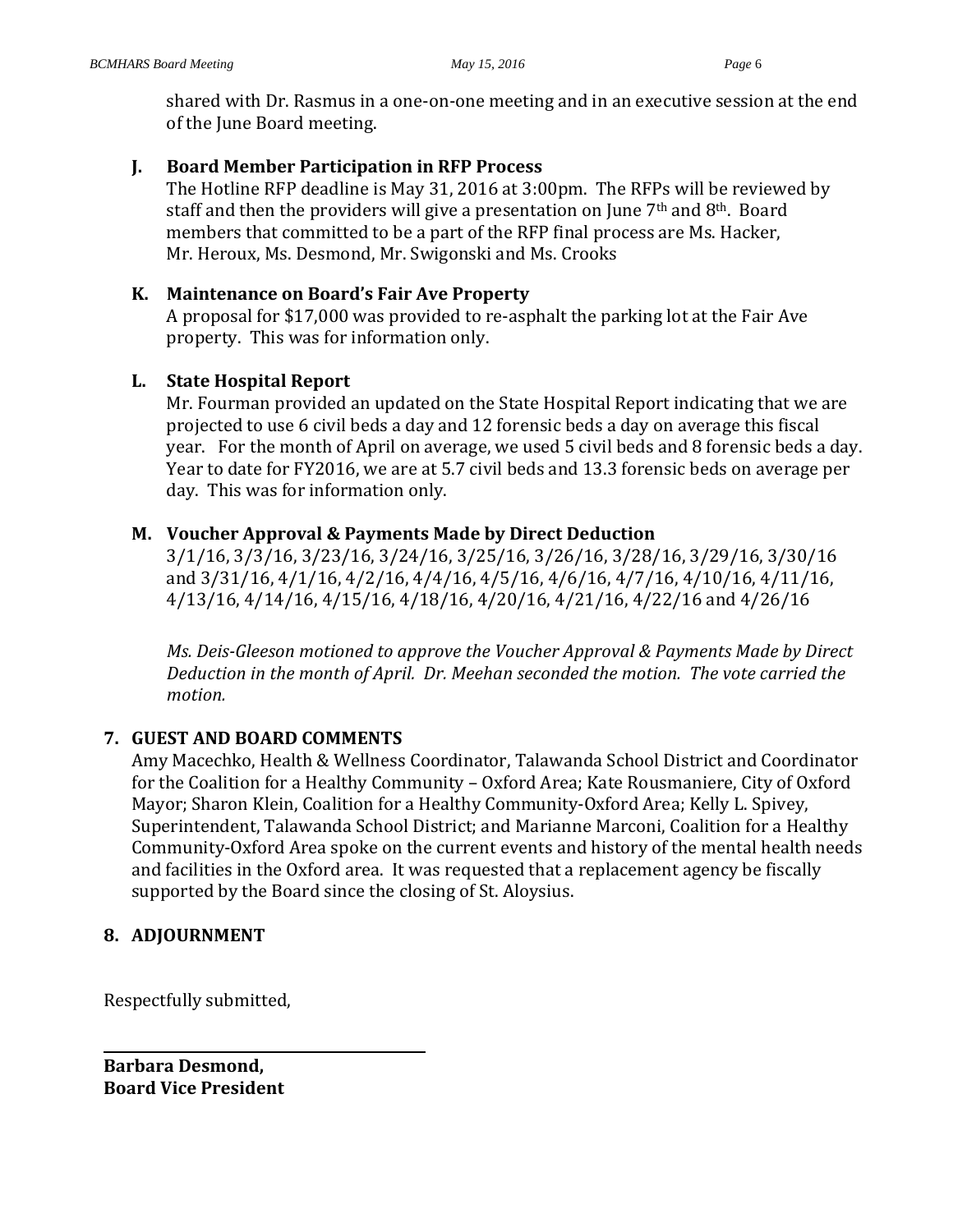shared with Dr. Rasmus in a one-on-one meeting and in an executive session at the end of the June Board meeting.

**J. Board Member Participation in RFP Process**

The Hotline RFP deadline is May 31, 2016 at 3:00pm. The RFPs will be reviewed by staff and then the providers will give a presentation on June 7th and 8th. Board members that committed to be a part of the RFP final process are Ms. Hacker, Mr. Heroux, Ms. Desmond, Mr. Swigonski and Ms. Crooks

**K. Maintenance on Board's Fair Ave Property**

A proposal for $17,000 was provided to re-asphalt the parking lot at the Fair Ave property. This was for information only.

**L. State Hospital Report**

Mr. Fourman provided an updated on the State Hospital Report indicating that we are projected to use 6 civil beds a day and 12 forensic beds a day on average this fiscal year. For the month of April on average, we used 5 civil beds and 8 forensic beds a day. Year to date for FY2016, we are at 5.7 civil beds and 13.3 forensic beds on average per day. This was for information only.

**M. Voucher Approval & Payments Made by Direct Deduction**

3/1/16, 3/3/16, 3/23/16, 3/24/16, 3/25/16, 3/26/16, 3/28/16, 3/29/16, 3/30/16 and 3/31/16, 4/1/16, 4/2/16, 4/4/16, 4/5/16, 4/6/16, 4/7/16, 4/10/16, 4/11/16, 4/13/16, 4/14/16, 4/15/16, 4/18/16, 4/20/16, 4/21/16, 4/22/16 and 4/26/16

*Ms. Deis-Gleeson motioned to approve the Voucher Approval & Payments Made by Direct Deduction in the month of April. Dr. Meehan seconded the motion. The vote carried the motion.*

## 7. GUEST AND BOARD COMMENTS

Amy Macechko, Health & Wellness Coordinator, Talawanda School District and Coordinator for the Coalition for a Healthy Community – Oxford Area; Kate Rousmaniere, City of Oxford Mayor; Sharon Klein, Coalition for a Healthy Community-Oxford Area; Kelly L. Spivey, Superintendent, Talawanda School District; and Marianne Marconi, Coalition for a Healthy Community-Oxford Area spoke on the current events and history of the mental health needs and facilities in the Oxford area. It was requested that a replacement agency be fiscally supported by the Board since the closing of St. Aloysius.

## 8. ADJOURNMENT

Respectfully submitted,

**Barbara Desmond,**
**Board Vice President**